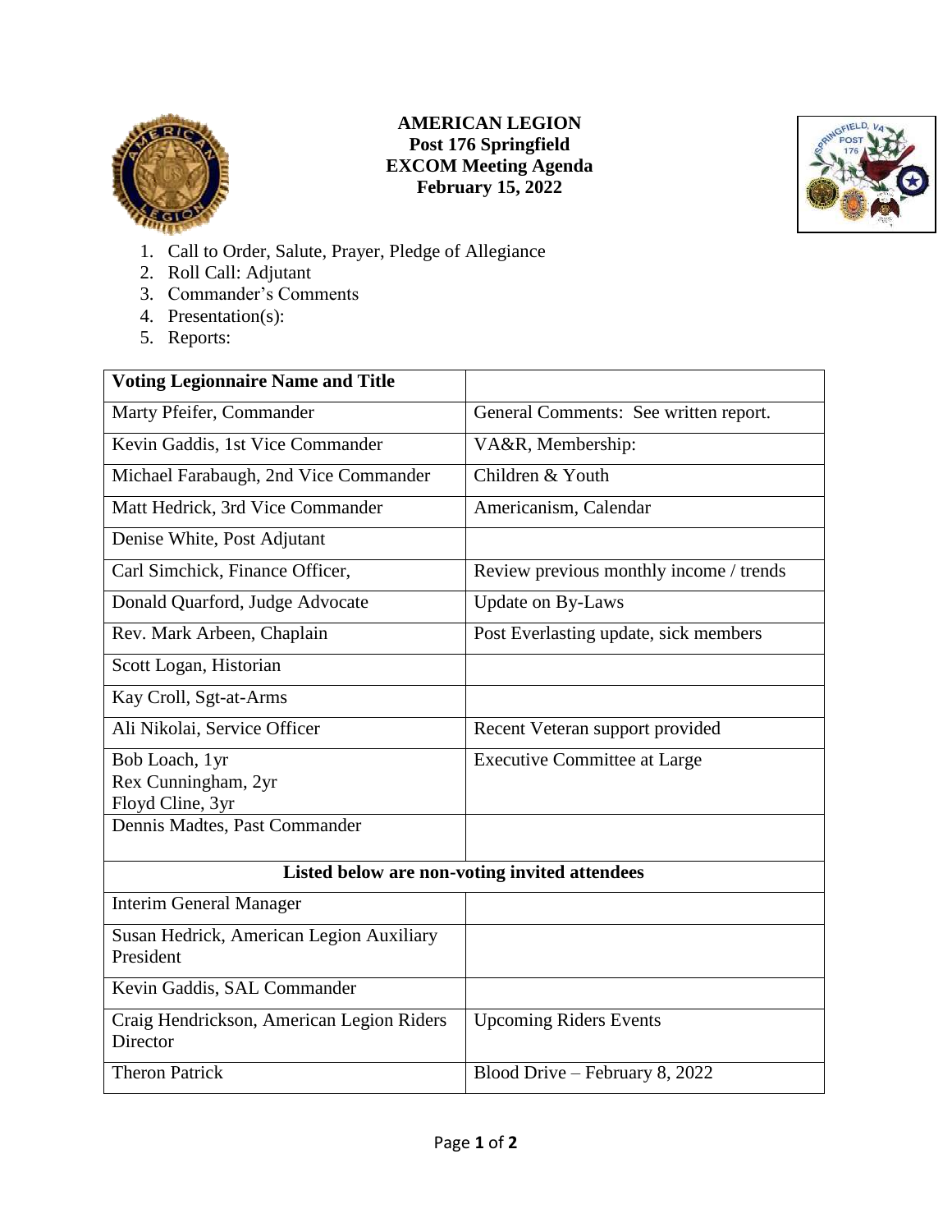# AMERICAN LEGION
## Post 176 Springfield
## EXCOM Meeting Agenda
## February 15, 2022

1. Call to Order, Salute, Prayer, Pledge of Allegiance
2. Roll Call: Adjutant
3. Commander's Comments
4. Presentation(s):
5. Reports:

| Voting Legionnaire Name and Title | |
|---|---|
| Marty Pfeifer, Commander | General Comments: See written report. |
| Kevin Gaddis, 1st Vice Commander | VA&R, Membership: |
| Michael Farabaugh, 2nd Vice Commander | Children & Youth |
| Matt Hedrick, 3rd Vice Commander | Americanism, Calendar |
| Denise White, Post Adjutant | |
| Carl Simchick, Finance Officer, | Review previous monthly income / trends |
| Donald Quarford, Judge Advocate | Update on By-Laws |
| Rev. Mark Arbeen, Chaplain | Post Everlasting update, sick members |
| Scott Logan, Historian | |
| Kay Croll, Sgt-at-Arms | |
| Ali Nikolai, Service Officer | Recent Veteran support provided |
| Bob Loach, 1yr<br>Rex Cunningham, 2yr<br>Floyd Cline, 3yr | Executive Committee at Large |
| Dennis Madtes, Past Commander | |
| **Listed below are non-voting invited attendees** | |
| Interim General Manager | |
| Susan Hedrick, American Legion Auxiliary President | |
| Kevin Gaddis, SAL Commander | |
| Craig Hendrickson, American Legion Riders Director | Upcoming Riders Events |
| Theron Patrick | Blood Drive – February 8, 2022 |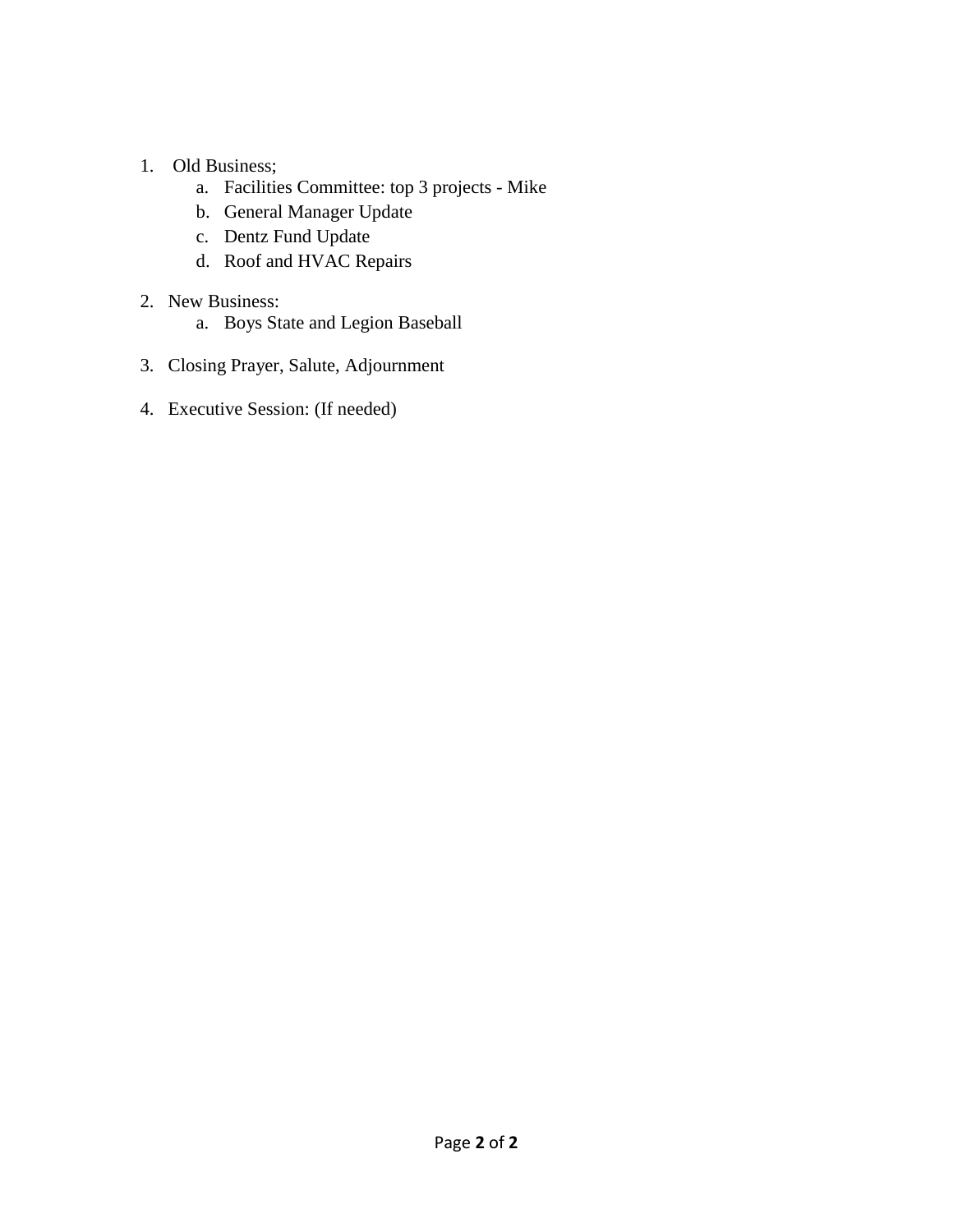1. Old Business;
    a. Facilities Committee: top 3 projects - Mike
    b. General Manager Update
    c. Dentz Fund Update
    d. Roof and HVAC Repairs

2. New Business:
    a. Boys State and Legion Baseball

3. Closing Prayer, Salute, Adjournment

4. Executive Session: (If needed)